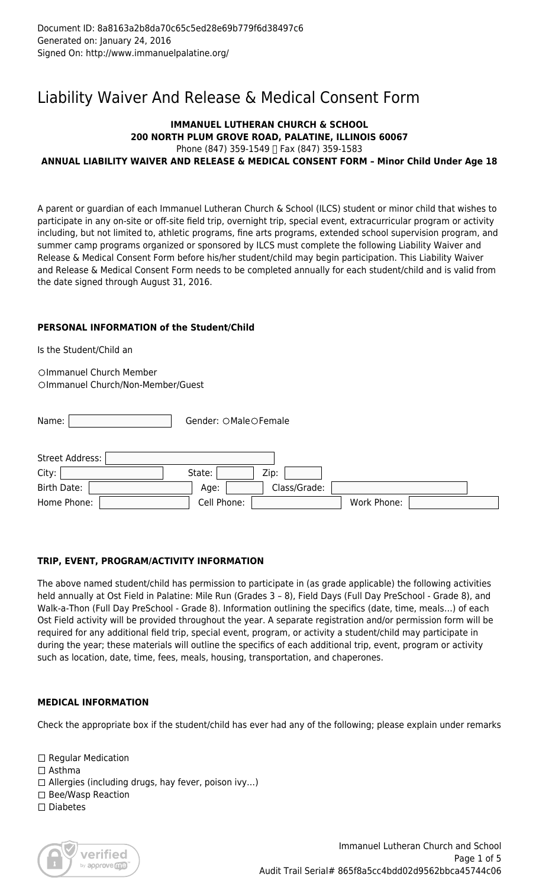Document ID: 8a8163a2b8da70c65c5ed28e69b779f6d38497c6
Generated on: January 24, 2016
Signed On: http://www.immanuelpalatine.org/

# Liability Waiver And Release & Medical Consent Form

**IMMANUEL LUTHERAN CHURCH & SCHOOL**
**200 NORTH PLUM GROVE ROAD, PALATINE, ILLINOIS 60067**
Phone (847) 359-1549 Fax (847) 359-1583
**ANNUAL LIABILITY WAIVER AND RELEASE & MEDICAL CONSENT FORM – Minor Child Under Age 18**

A parent or guardian of each Immanuel Lutheran Church & School (ILCS) student or minor child that wishes to participate in any on-site or off-site field trip, overnight trip, special event, extracurricular program or activity including, but not limited to, athletic programs, fine arts programs, extended school supervision program, and summer camp programs organized or sponsored by ILCS must complete the following Liability Waiver and Release & Medical Consent Form before his/her student/child may begin participation. This Liability Waiver and Release & Medical Consent Form needs to be completed annually for each student/child and is valid from the date signed through August 31, 2016.

### PERSONAL INFORMATION of the Student/Child

Is the Student/Child an

○ Immanuel Church Member
○ Immanuel Church/Non-Member/Guest

Name: ______ Gender: ○ Male ○ Female

Street Address: ______
City: ______ State: ______ Zip: ______
Birth Date: ______ Age: ______ Class/Grade: ______
Home Phone: ______ Cell Phone: ______ Work Phone: ______

### TRIP, EVENT, PROGRAM/ACTIVITY INFORMATION

The above named student/child has permission to participate in (as grade applicable) the following activities held annually at Ost Field in Palatine: Mile Run (Grades 3 – 8), Field Days (Full Day PreSchool - Grade 8), and Walk-a-Thon (Full Day PreSchool - Grade 8). Information outlining the specifics (date, time, meals…) of each Ost Field activity will be provided throughout the year. A separate registration and/or permission form will be required for any additional field trip, special event, program, or activity a student/child may participate in during the year; these materials will outline the specifics of each additional trip, event, program or activity such as location, date, time, fees, meals, housing, transportation, and chaperones.

### MEDICAL INFORMATION

Check the appropriate box if the student/child has ever had any of the following; please explain under remarks

☐ Regular Medication
☐ Asthma
☐ Allergies (including drugs, hay fever, poison ivy…)
☐ Bee/Wasp Reaction
☐ Diabetes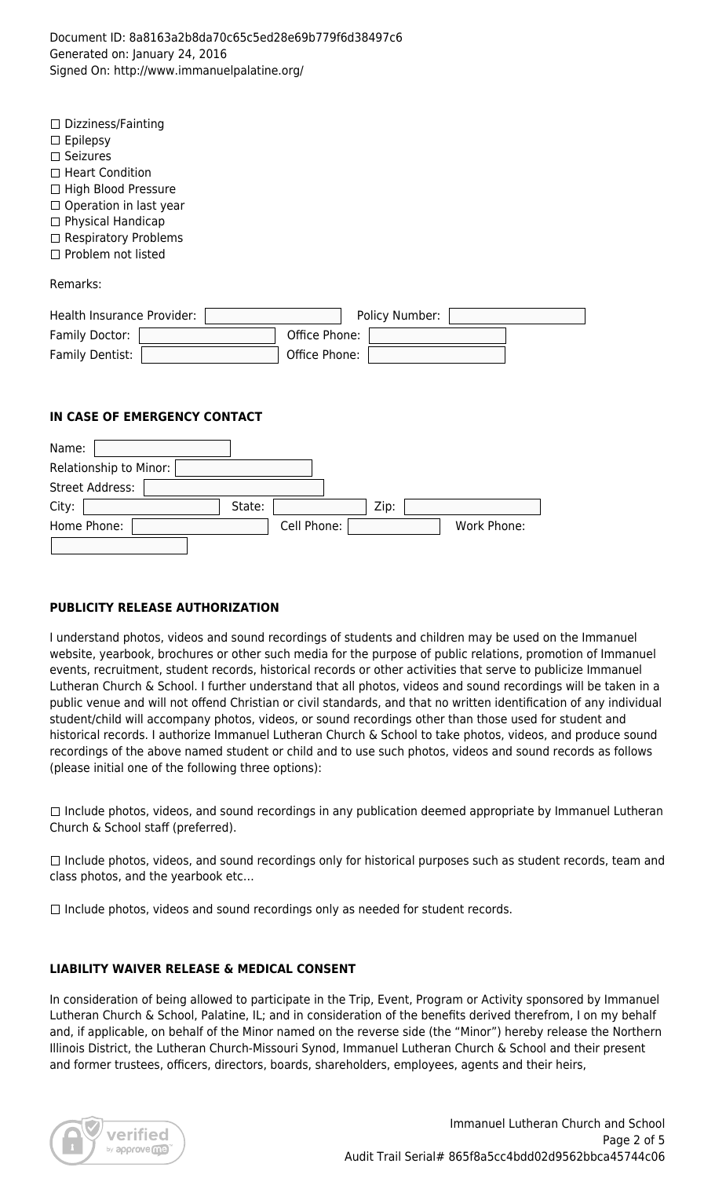Document ID: 8a8163a2b8da70c65c5ed28e69b779f6d38497c6
Generated on: January 24, 2016
Signed On: http://www.immanuelpalatine.org/

☐ Dizziness/Fainting
☐ Epilepsy
☐ Seizures
☐ Heart Condition
☐ High Blood Pressure
☐ Operation in last year
☐ Physical Handicap
☐ Respiratory Problems
☐ Problem not listed

Remarks:

Health Insurance Provider: ______ Policy Number: ______
Family Doctor: ______ Office Phone: ______
Family Dentist: ______ Office Phone: ______

### IN CASE OF EMERGENCY CONTACT

Name: ______
Relationship to Minor: ______
Street Address: ______
City: ______ State: ______ Zip: ______
Home Phone: ______ Cell Phone: ______ Work Phone: ______

### PUBLICITY RELEASE AUTHORIZATION

I understand photos, videos and sound recordings of students and children may be used on the Immanuel website, yearbook, brochures or other such media for the purpose of public relations, promotion of Immanuel events, recruitment, student records, historical records or other activities that serve to publicize Immanuel Lutheran Church & School. I further understand that all photos, videos and sound recordings will be taken in a public venue and will not offend Christian or civil standards, and that no written identification of any individual student/child will accompany photos, videos, or sound recordings other than those used for student and historical records. I authorize Immanuel Lutheran Church & School to take photos, videos, and produce sound recordings of the above named student or child and to use such photos, videos and sound records as follows (please initial one of the following three options):

☐ Include photos, videos, and sound recordings in any publication deemed appropriate by Immanuel Lutheran Church & School staff (preferred).

☐ Include photos, videos, and sound recordings only for historical purposes such as student records, team and class photos, and the yearbook etc…

☐ Include photos, videos and sound recordings only as needed for student records.

### LIABILITY WAIVER RELEASE & MEDICAL CONSENT

In consideration of being allowed to participate in the Trip, Event, Program or Activity sponsored by Immanuel Lutheran Church & School, Palatine, IL; and in consideration of the benefits derived therefrom, I on my behalf and, if applicable, on behalf of the Minor named on the reverse side (the "Minor") hereby release the Northern Illinois District, the Lutheran Church-Missouri Synod, Immanuel Lutheran Church & School and their present and former trustees, officers, directors, boards, shareholders, employees, agents and their heirs,

Immanuel Lutheran Church and School
Audit Trail Serial# 865f8a5cc4bdd02d9562bbca45744c06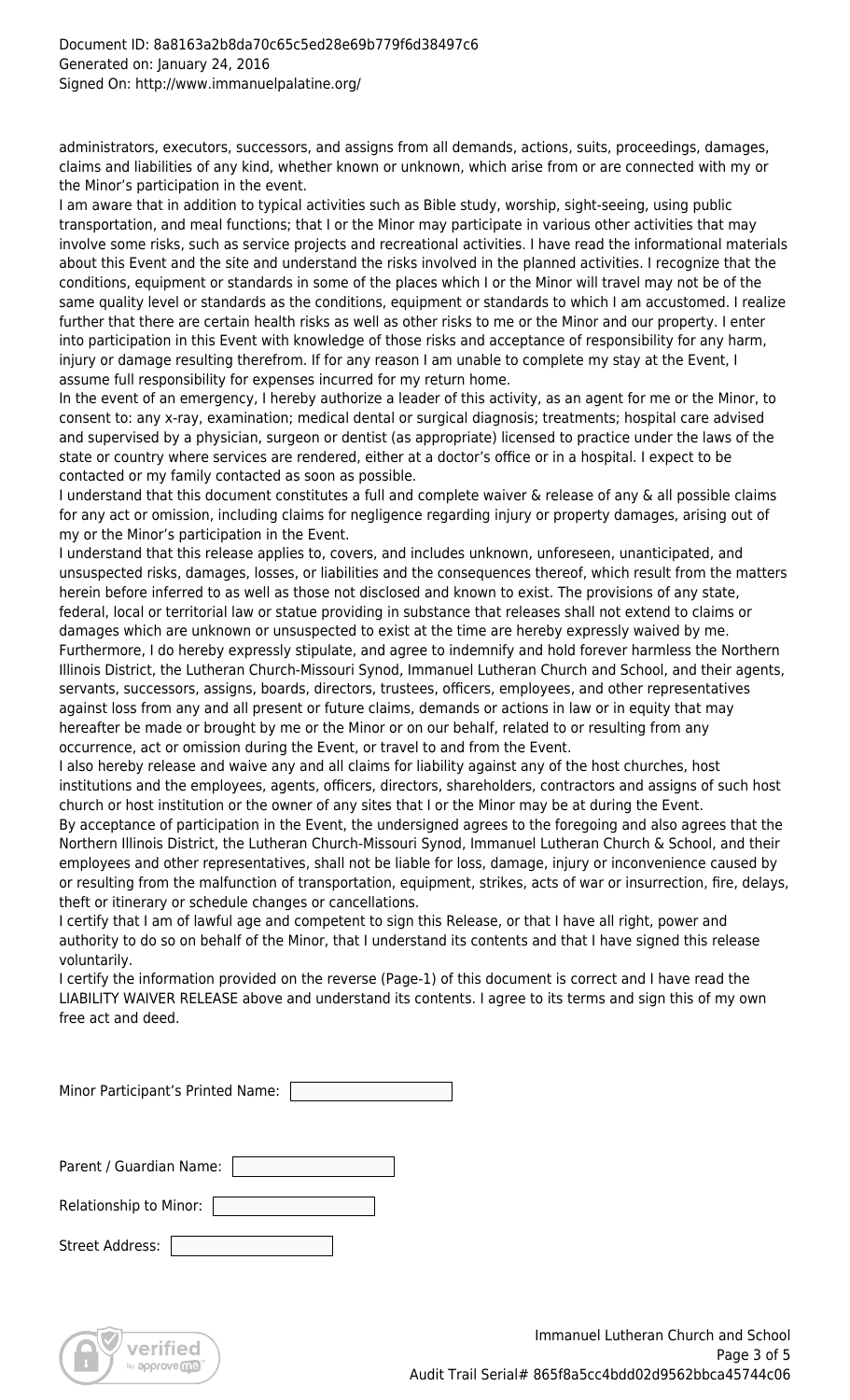administrators, executors, successors, and assigns from all demands, actions, suits, proceedings, damages, claims and liabilities of any kind, whether known or unknown, which arise from or are connected with my or the Minor's participation in the event.

I am aware that in addition to typical activities such as Bible study, worship, sight-seeing, using public transportation, and meal functions; that I or the Minor may participate in various other activities that may involve some risks, such as service projects and recreational activities. I have read the informational materials about this Event and the site and understand the risks involved in the planned activities. I recognize that the conditions, equipment or standards in some of the places which I or the Minor will travel may not be of the same quality level or standards as the conditions, equipment or standards to which I am accustomed. I realize further that there are certain health risks as well as other risks to me or the Minor and our property. I enter into participation in this Event with knowledge of those risks and acceptance of responsibility for any harm, injury or damage resulting therefrom. If for any reason I am unable to complete my stay at the Event, I assume full responsibility for expenses incurred for my return home.

In the event of an emergency, I hereby authorize a leader of this activity, as an agent for me or the Minor, to consent to: any x-ray, examination; medical dental or surgical diagnosis; treatments; hospital care advised and supervised by a physician, surgeon or dentist (as appropriate) licensed to practice under the laws of the state or country where services are rendered, either at a doctor's office or in a hospital. I expect to be contacted or my family contacted as soon as possible.

I understand that this document constitutes a full and complete waiver & release of any & all possible claims for any act or omission, including claims for negligence regarding injury or property damages, arising out of my or the Minor's participation in the Event.

I understand that this release applies to, covers, and includes unknown, unforeseen, unanticipated, and unsuspected risks, damages, losses, or liabilities and the consequences thereof, which result from the matters herein before inferred to as well as those not disclosed and known to exist. The provisions of any state, federal, local or territorial law or statue providing in substance that releases shall not extend to claims or damages which are unknown or unsuspected to exist at the time are hereby expressly waived by me.

Furthermore, I do hereby expressly stipulate, and agree to indemnify and hold forever harmless the Northern Illinois District, the Lutheran Church-Missouri Synod, Immanuel Lutheran Church and School, and their agents, servants, successors, assigns, boards, directors, trustees, officers, employees, and other representatives against loss from any and all present or future claims, demands or actions in law or in equity that may hereafter be made or brought by me or the Minor or on our behalf, related to or resulting from any occurrence, act or omission during the Event, or travel to and from the Event.

I also hereby release and waive any and all claims for liability against any of the host churches, host institutions and the employees, agents, officers, directors, shareholders, contractors and assigns of such host church or host institution or the owner of any sites that I or the Minor may be at during the Event.

By acceptance of participation in the Event, the undersigned agrees to the foregoing and also agrees that the Northern Illinois District, the Lutheran Church-Missouri Synod, Immanuel Lutheran Church & School, and their employees and other representatives, shall not be liable for loss, damage, injury or inconvenience caused by or resulting from the malfunction of transportation, equipment, strikes, acts of war or insurrection, fire, delays, theft or itinerary or schedule changes or cancellations.

I certify that I am of lawful age and competent to sign this Release, or that I have all right, power and authority to do so on behalf of the Minor, that I understand its contents and that I have signed this release voluntarily.

I certify the information provided on the reverse (Page-1) of this document is correct and I have read the LIABILITY WAIVER RELEASE above and understand its contents. I agree to its terms and sign this of my own free act and deed.

Minor Participant's Printed Name: \_\_\_\_\_\_\_\_\_\_

Parent / Guardian Name: \_\_\_\_\_\_\_\_\_\_

Relationship to Minor: \_\_\_\_\_\_\_\_\_\_

Street Address: \_\_\_\_\_\_\_\_\_\_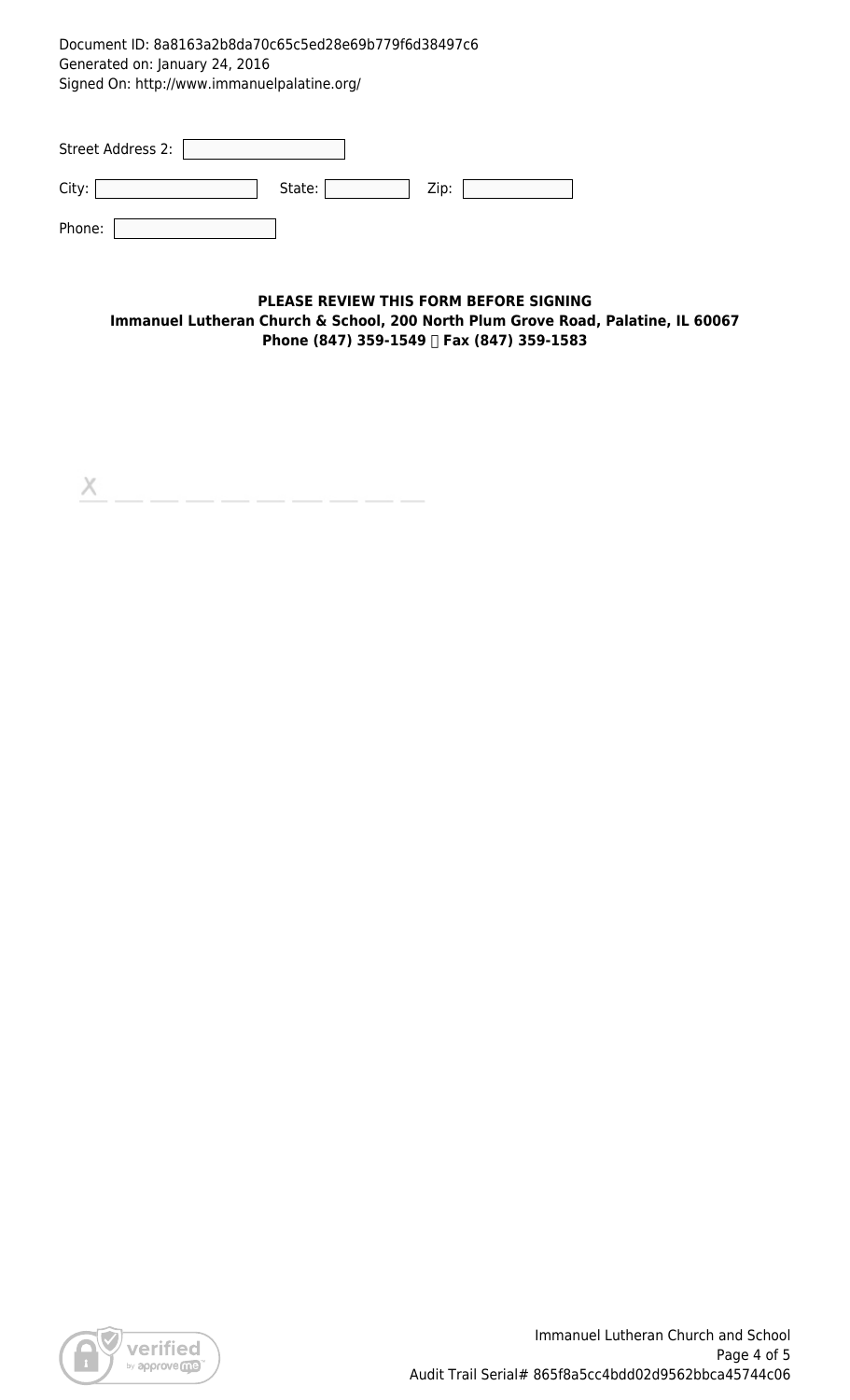Document ID: 8a8163a2b8da70c65c5ed28e69b779f6d38497c6
Generated on: January 24, 2016
Signed On: http://www.immanuelpalatine.org/

Street Address 2: ______________

City: ______________ State: ________ Zip: ________

Phone: ______________

**PLEASE REVIEW THIS FORM BEFORE SIGNING**
**Immanuel Lutheran Church & School, 200 North Plum Grove Road, Palatine, IL 60067**
**Phone (847) 359-1549  Fax (847) 359-1583**

X ___________________________

Immanuel Lutheran Church and School

Audit Trail Serial# 865f8a5cc4bdd02d9562bbca45744c06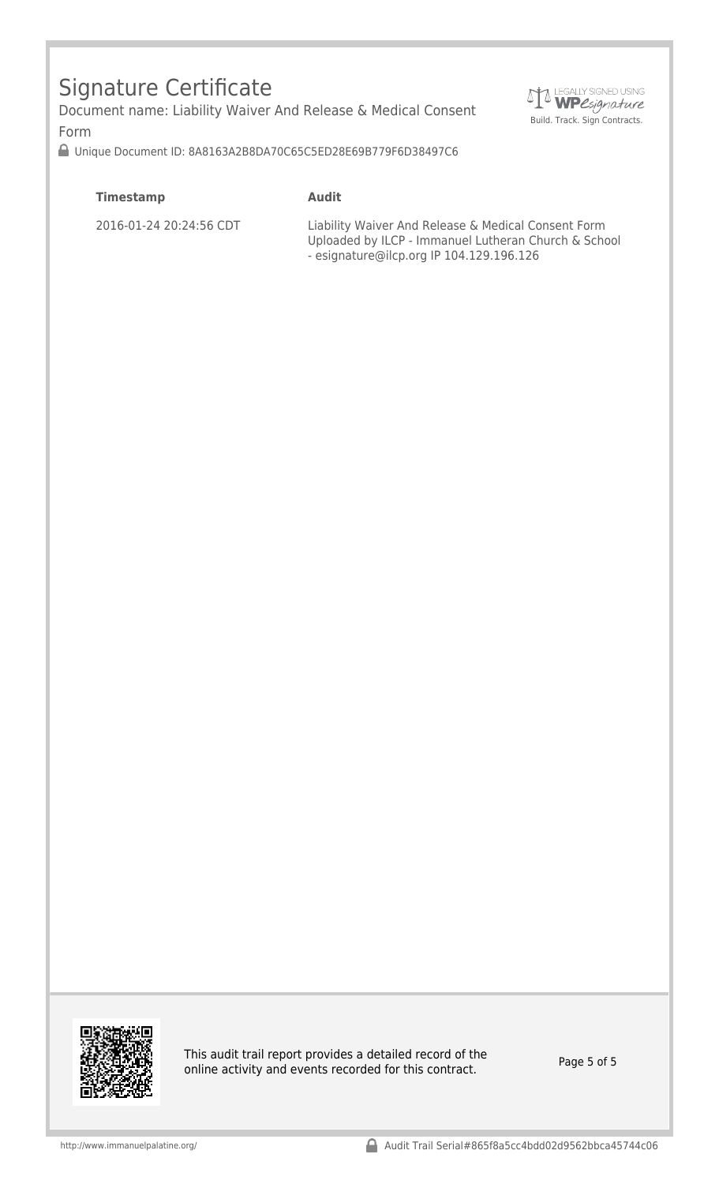# Signature Certificate

Document name: Liability Waiver And Release & Medical Consent Form

Unique Document ID: 8A8163A2B8DA70C65C5ED28E69B779F6D38497C6

LEGALLY SIGNED USING WPeSignature
Build. Track. Sign Contracts.

| Timestamp | Audit |
| --- | --- |
| 2016-01-24 20:24:56 CDT | Liability Waiver And Release & Medical Consent Form Uploaded by ILCP - Immanuel Lutheran Church & School - esignature@ilcp.org IP 104.129.196.126 |

This audit trail report provides a detailed record of the online activity and events recorded for this contract.

http://www.immanuelpalatine.org/

Audit Trail Serial#865f8a5cc4bdd02d9562bbca45744c06